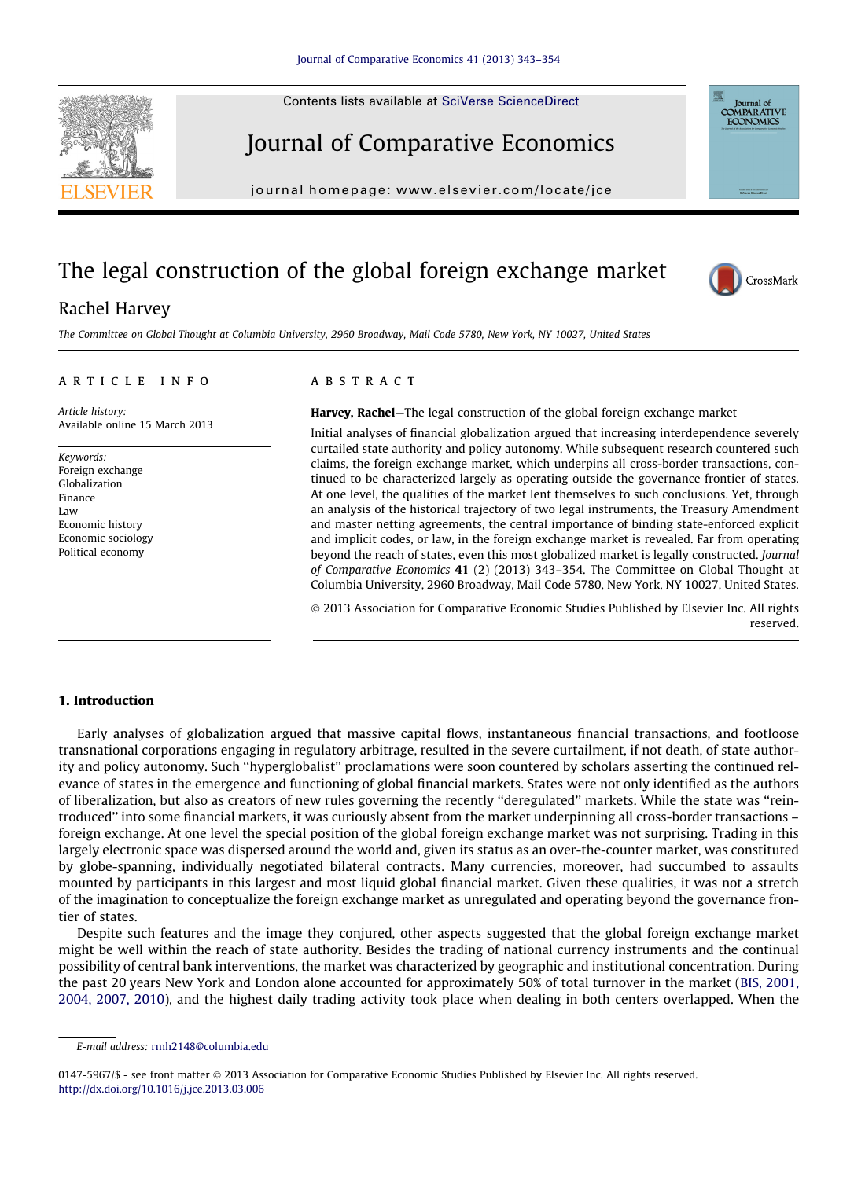# The legal construction of the global foreign exchange market

Rachel Harvey

*The Committee on Global Thought at Columbia University, 2960 Broadway, Mail Code 5780, New York, NY 10027, United States*

**ARTICLE INFO**

*Article history:*
Available online 15 March 2013

*Keywords:*
Foreign exchange
Globalization
Finance
Law
Economic history
Economic sociology
Political economy

**ABSTRACT**

**Harvey, Rachel**—The legal construction of the global foreign exchange market

Initial analyses of financial globalization argued that increasing interdependence severely curtailed state authority and policy autonomy. While subsequent research countered such claims, the foreign exchange market, which underpins all cross-border transactions, continued to be characterized largely as operating outside the governance frontier of states. At one level, the qualities of the market lent themselves to such conclusions. Yet, through an analysis of the historical trajectory of two legal instruments, the Treasury Amendment and master netting agreements, the central importance of binding state-enforced explicit and implicit codes, or law, in the foreign exchange market is revealed. Far from operating beyond the reach of states, even this most globalized market is legally constructed. *Journal of Comparative Economics* **41** (2) (2013) 343–354. The Committee on Global Thought at Columbia University, 2960 Broadway, Mail Code 5780, New York, NY 10027, United States.

© 2013 Association for Comparative Economic Studies Published by Elsevier Inc. All rights reserved.

## 1. Introduction

Early analyses of globalization argued that massive capital flows, instantaneous financial transactions, and footloose transnational corporations engaging in regulatory arbitrage, resulted in the severe curtailment, if not death, of state authority and policy autonomy. Such ''hyperglobalist'' proclamations were soon countered by scholars asserting the continued relevance of states in the emergence and functioning of global financial markets. States were not only identified as the authors of liberalization, but also as creators of new rules governing the recently ''deregulated'' markets. While the state was ''reintroduced'' into some financial markets, it was curiously absent from the market underpinning all cross-border transactions – foreign exchange. At one level the special position of the global foreign exchange market was not surprising. Trading in this largely electronic space was dispersed around the world and, given its status as an over-the-counter market, was constituted by globe-spanning, individually negotiated bilateral contracts. Many currencies, moreover, had succumbed to assaults mounted by participants in this largest and most liquid global financial market. Given these qualities, it was not a stretch of the imagination to conceptualize the foreign exchange market as unregulated and operating beyond the governance frontier of states.

Despite such features and the image they conjured, other aspects suggested that the global foreign exchange market might be well within the reach of state authority. Besides the trading of national currency instruments and the continual possibility of central bank interventions, the market was characterized by geographic and institutional concentration. During the past 20 years New York and London alone accounted for approximately 50% of total turnover in the market (BIS, 2001, 2004, 2007, 2010), and the highest daily trading activity took place when dealing in both centers overlapped. When the

E-mail address: rmh2148@columbia.edu

0147-5967/$ - see front matter © 2013 Association for Comparative Economic Studies Published by Elsevier Inc. All rights reserved.
http://dx.doi.org/10.1016/j.jce.2013.03.006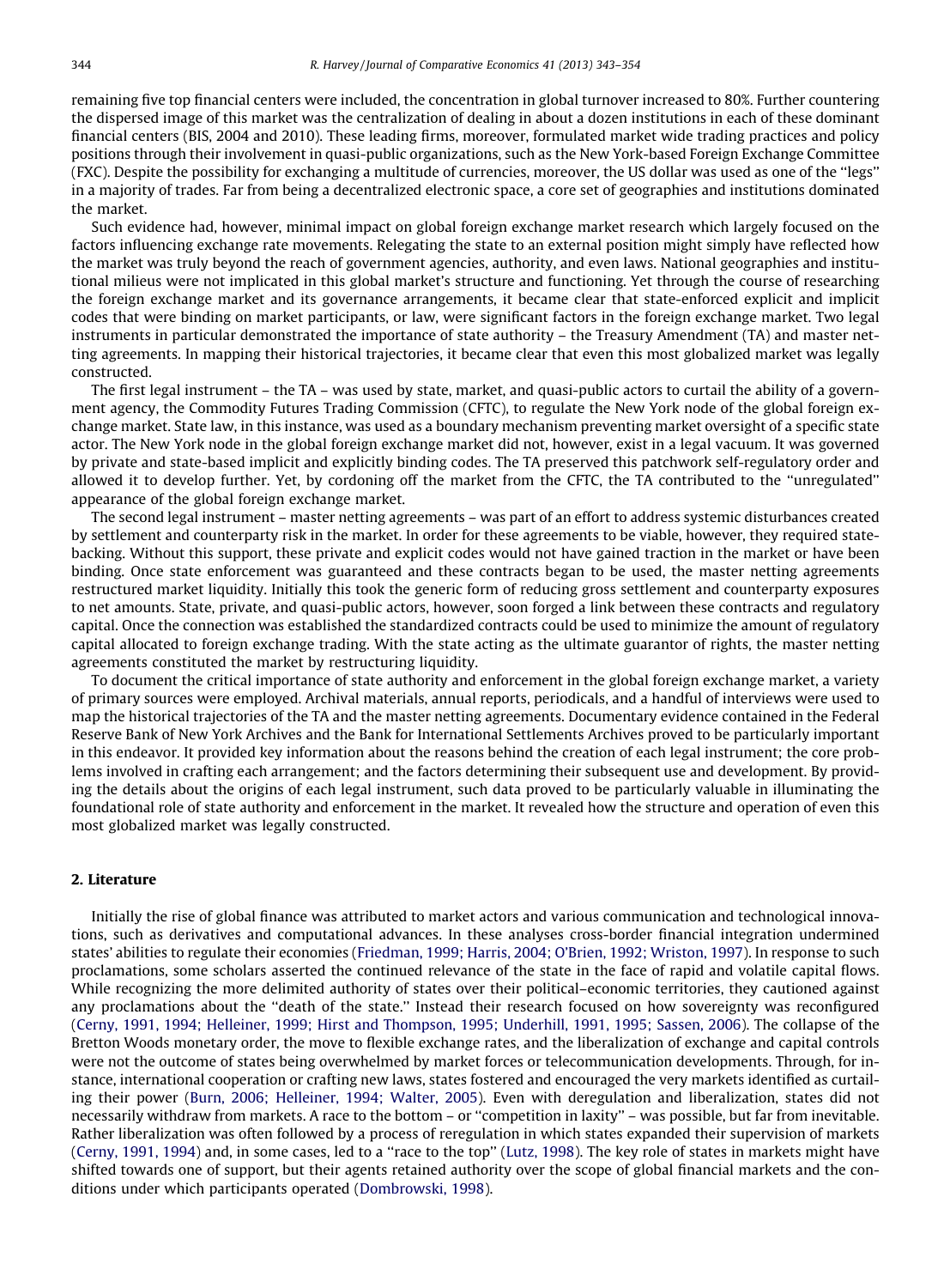remaining five top financial centers were included, the concentration in global turnover increased to 80%. Further countering the dispersed image of this market was the centralization of dealing in about a dozen institutions in each of these dominant financial centers (BIS, 2004 and 2010). These leading firms, moreover, formulated market wide trading practices and policy positions through their involvement in quasi-public organizations, such as the New York-based Foreign Exchange Committee (FXC). Despite the possibility for exchanging a multitude of currencies, moreover, the US dollar was used as one of the ''legs'' in a majority of trades. Far from being a decentralized electronic space, a core set of geographies and institutions dominated the market.

Such evidence had, however, minimal impact on global foreign exchange market research which largely focused on the factors influencing exchange rate movements. Relegating the state to an external position might simply have reflected how the market was truly beyond the reach of government agencies, authority, and even laws. National geographies and institutional milieus were not implicated in this global market's structure and functioning. Yet through the course of researching the foreign exchange market and its governance arrangements, it became clear that state-enforced explicit and implicit codes that were binding on market participants, or law, were significant factors in the foreign exchange market. Two legal instruments in particular demonstrated the importance of state authority – the Treasury Amendment (TA) and master netting agreements. In mapping their historical trajectories, it became clear that even this most globalized market was legally constructed.

The first legal instrument – the TA – was used by state, market, and quasi-public actors to curtail the ability of a government agency, the Commodity Futures Trading Commission (CFTC), to regulate the New York node of the global foreign exchange market. State law, in this instance, was used as a boundary mechanism preventing market oversight of a specific state actor. The New York node in the global foreign exchange market did not, however, exist in a legal vacuum. It was governed by private and state-based implicit and explicitly binding codes. The TA preserved this patchwork self-regulatory order and allowed it to develop further. Yet, by cordoning off the market from the CFTC, the TA contributed to the ''unregulated'' appearance of the global foreign exchange market.

The second legal instrument – master netting agreements – was part of an effort to address systemic disturbances created by settlement and counterparty risk in the market. In order for these agreements to be viable, however, they required state-backing. Without this support, these private and explicit codes would not have gained traction in the market or have been binding. Once state enforcement was guaranteed and these contracts began to be used, the master netting agreements restructured market liquidity. Initially this took the generic form of reducing gross settlement and counterparty exposures to net amounts. State, private, and quasi-public actors, however, soon forged a link between these contracts and regulatory capital. Once the connection was established the standardized contracts could be used to minimize the amount of regulatory capital allocated to foreign exchange trading. With the state acting as the ultimate guarantor of rights, the master netting agreements constituted the market by restructuring liquidity.

To document the critical importance of state authority and enforcement in the global foreign exchange market, a variety of primary sources were employed. Archival materials, annual reports, periodicals, and a handful of interviews were used to map the historical trajectories of the TA and the master netting agreements. Documentary evidence contained in the Federal Reserve Bank of New York Archives and the Bank for International Settlements Archives proved to be particularly important in this endeavor. It provided key information about the reasons behind the creation of each legal instrument; the core problems involved in crafting each arrangement; and the factors determining their subsequent use and development. By providing the details about the origins of each legal instrument, such data proved to be particularly valuable in illuminating the foundational role of state authority and enforcement in the market. It revealed how the structure and operation of even this most globalized market was legally constructed.

## 2. Literature

Initially the rise of global finance was attributed to market actors and various communication and technological innovations, such as derivatives and computational advances. In these analyses cross-border financial integration undermined states' abilities to regulate their economies (Friedman, 1999; Harris, 2004; O'Brien, 1992; Wriston, 1997). In response to such proclamations, some scholars asserted the continued relevance of the state in the face of rapid and volatile capital flows. While recognizing the more delimited authority of states over their political–economic territories, they cautioned against any proclamations about the ''death of the state.'' Instead their research focused on how sovereignty was reconfigured (Cerny, 1991, 1994; Helleiner, 1999; Hirst and Thompson, 1995; Underhill, 1991, 1995; Sassen, 2006). The collapse of the Bretton Woods monetary order, the move to flexible exchange rates, and the liberalization of exchange and capital controls were not the outcome of states being overwhelmed by market forces or telecommunication developments. Through, for instance, international cooperation or crafting new laws, states fostered and encouraged the very markets identified as curtailing their power (Burn, 2006; Helleiner, 1994; Walter, 2005). Even with deregulation and liberalization, states did not necessarily withdraw from markets. A race to the bottom – or ''competition in laxity'' – was possible, but far from inevitable. Rather liberalization was often followed by a process of reregulation in which states expanded their supervision of markets (Cerny, 1991, 1994) and, in some cases, led to a ''race to the top'' (Lutz, 1998). The key role of states in markets might have shifted towards one of support, but their agents retained authority over the scope of global financial markets and the conditions under which participants operated (Dombrowski, 1998).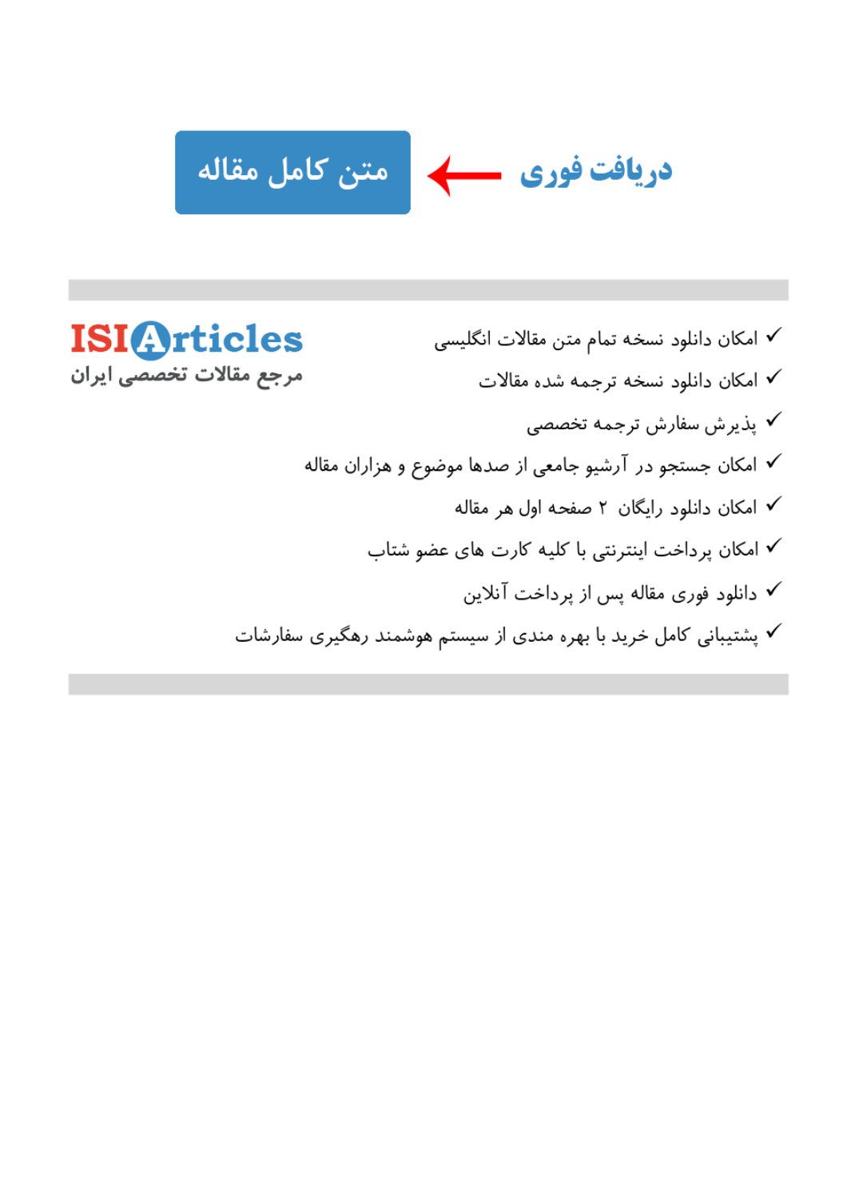دریافت فوری ← متن کامل مقاله

**ISIArticles**
مرجع مقالات تخصصی ایران

- ✓ امکان دانلود نسخه تمام متن مقالات انگلیسی
- ✓ امکان دانلود نسخه ترجمه شده مقالات
- ✓ پذیرش سفارش ترجمه تخصصی
- ✓ امکان جستجو در آرشیو جامعی از صدها موضوع و هزاران مقاله
- ✓ امکان دانلود رایگان ۲ صفحه اول هر مقاله
- ✓ امکان پرداخت اینترنتی با کلیه کارت های عضو شتاب
- ✓ دانلود فوری مقاله پس از پرداخت آنلاین
- ✓ پشتیبانی کامل خرید با بهره مندی از سیستم هوشمند رهگیری سفارشات